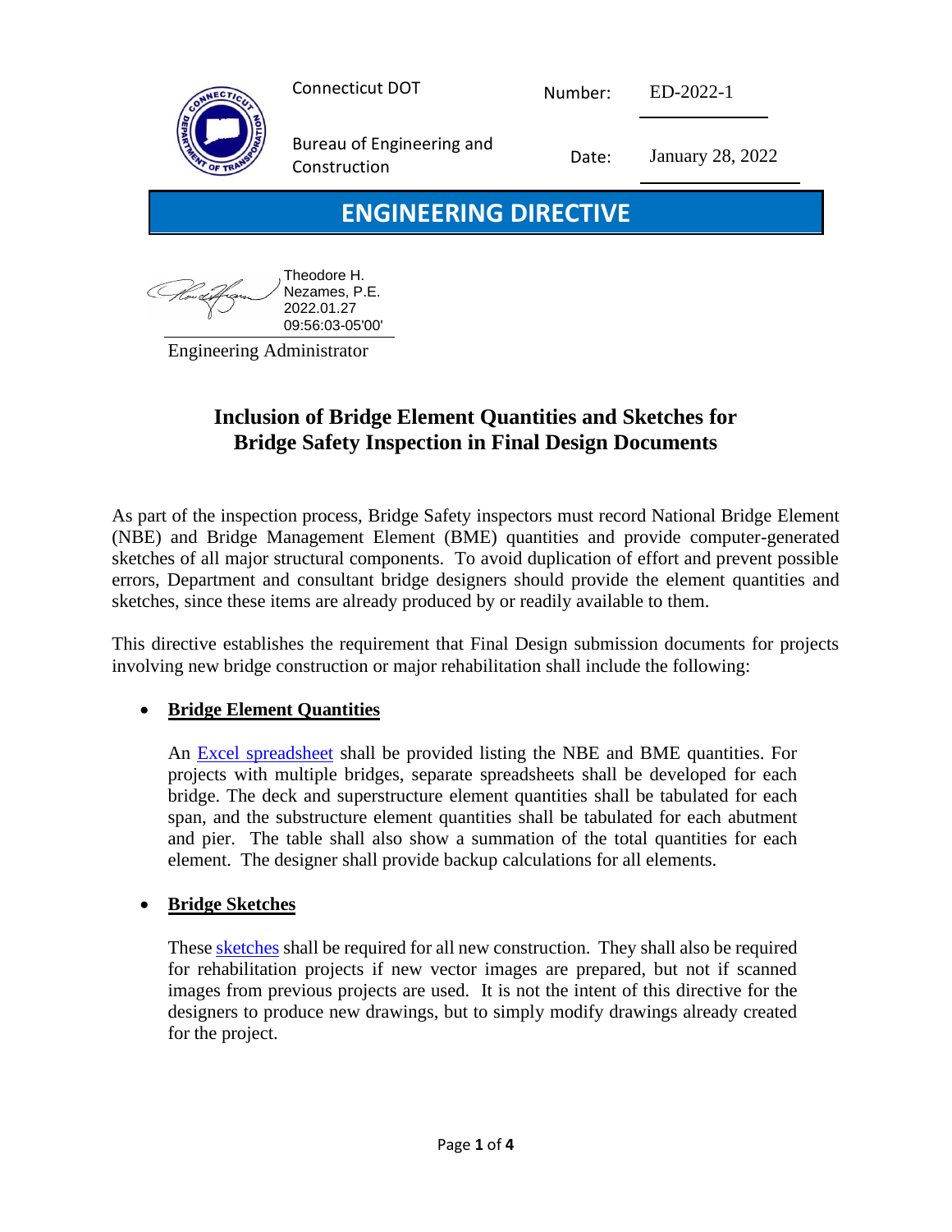Connecticut DOT

Bureau of Engineering and Construction

Number: ED-2022-1

Date: January 28, 2022

# ENGINEERING DIRECTIVE

Theodore H. Nezames, P.E.
2022.01.27
09:56:03-05'00'

Engineering Administrator

## Inclusion of Bridge Element Quantities and Sketches for Bridge Safety Inspection in Final Design Documents

As part of the inspection process, Bridge Safety inspectors must record National Bridge Element (NBE) and Bridge Management Element (BME) quantities and provide computer-generated sketches of all major structural components. To avoid duplication of effort and prevent possible errors, Department and consultant bridge designers should provide the element quantities and sketches, since these items are already produced by or readily available to them.

This directive establishes the requirement that Final Design submission documents for projects involving new bridge construction or major rehabilitation shall include the following:

- **Bridge Element Quantities**

  An Excel spreadsheet shall be provided listing the NBE and BME quantities. For projects with multiple bridges, separate spreadsheets shall be developed for each bridge. The deck and superstructure element quantities shall be tabulated for each span, and the substructure element quantities shall be tabulated for each abutment and pier. The table shall also show a summation of the total quantities for each element. The designer shall provide backup calculations for all elements.

- **Bridge Sketches**

  These sketches shall be required for all new construction. They shall also be required for rehabilitation projects if new vector images are prepared, but not if scanned images from previous projects are used. It is not the intent of this directive for the designers to produce new drawings, but to simply modify drawings already created for the project.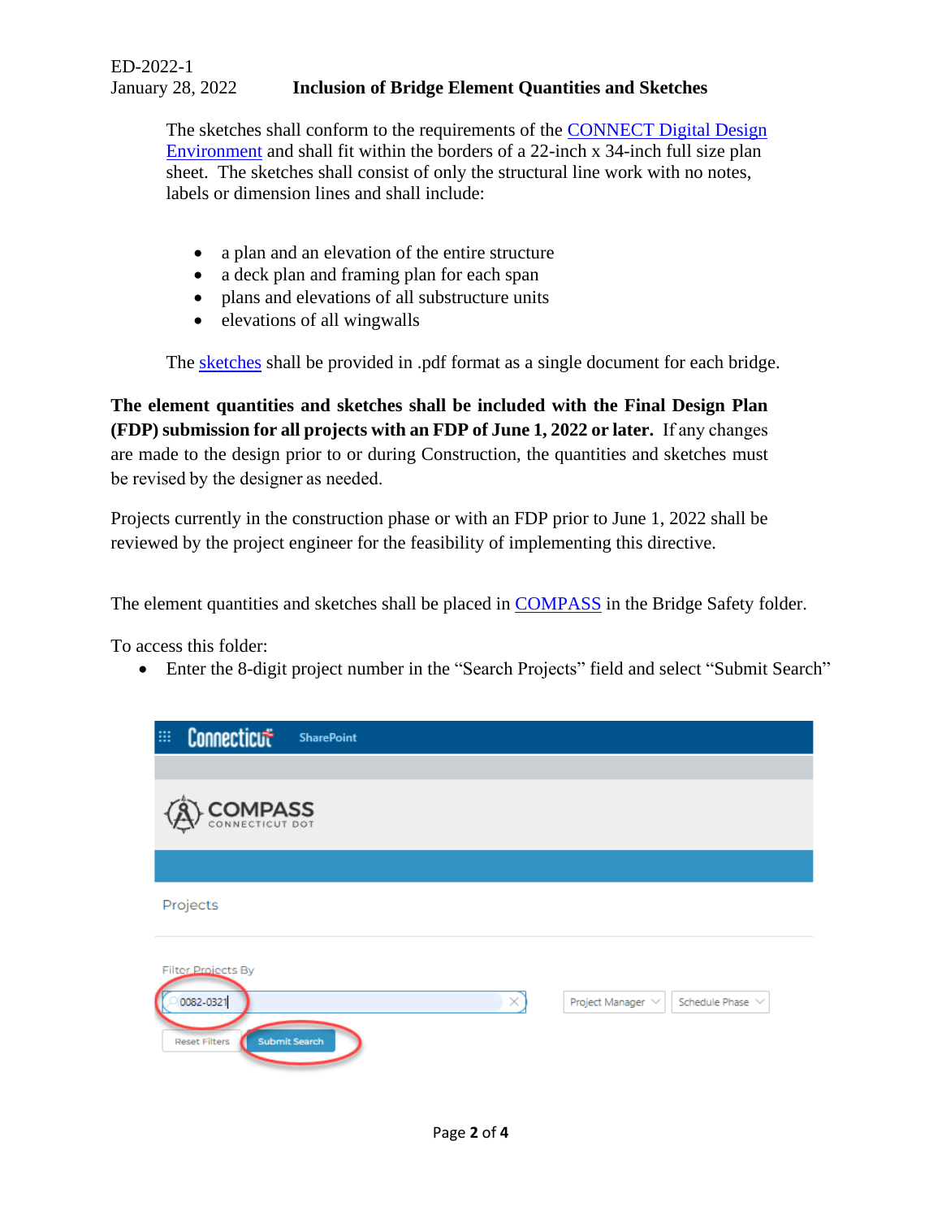The sketches shall conform to the requirements of the CONNECT Digital Design Environment and shall fit within the borders of a 22-inch x 34-inch full size plan sheet. The sketches shall consist of only the structural line work with no notes, labels or dimension lines and shall include:

- a plan and an elevation of the entire structure
- a deck plan and framing plan for each span
- plans and elevations of all substructure units
- elevations of all wingwalls

The sketches shall be provided in .pdf format as a single document for each bridge.

**The element quantities and sketches shall be included with the Final Design Plan (FDP) submission for all projects with an FDP of June 1, 2022 or later.** If any changes are made to the design prior to or during Construction, the quantities and sketches must be revised by the designer as needed.

Projects currently in the construction phase or with an FDP prior to June 1, 2022 shall be reviewed by the project engineer for the feasibility of implementing this directive.

The element quantities and sketches shall be placed in COMPASS in the Bridge Safety folder.

To access this folder:

- Enter the 8-digit project number in the "Search Projects" field and select "Submit Search"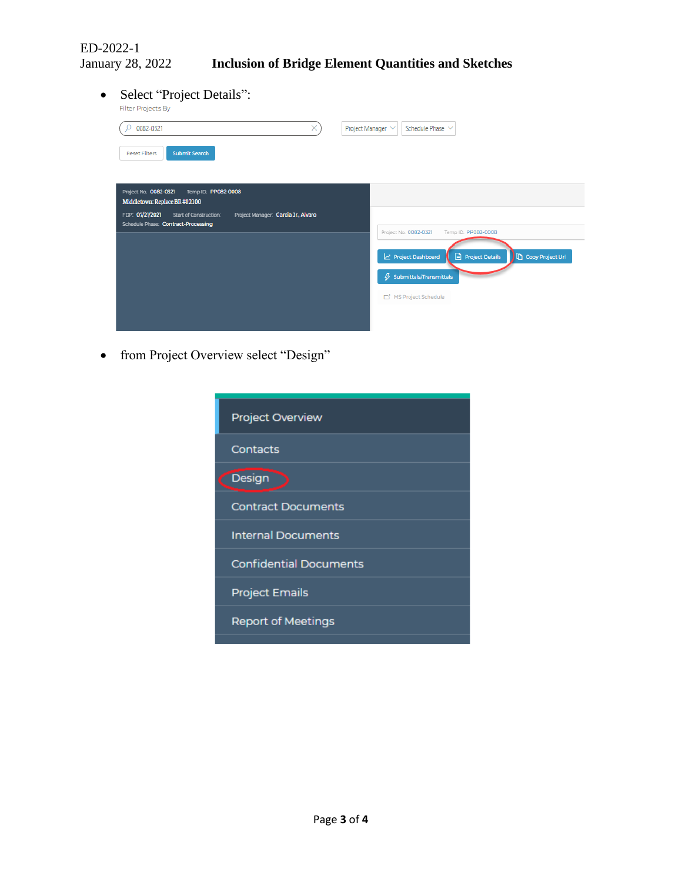- Select "Project Details":

- from Project Overview select "Design"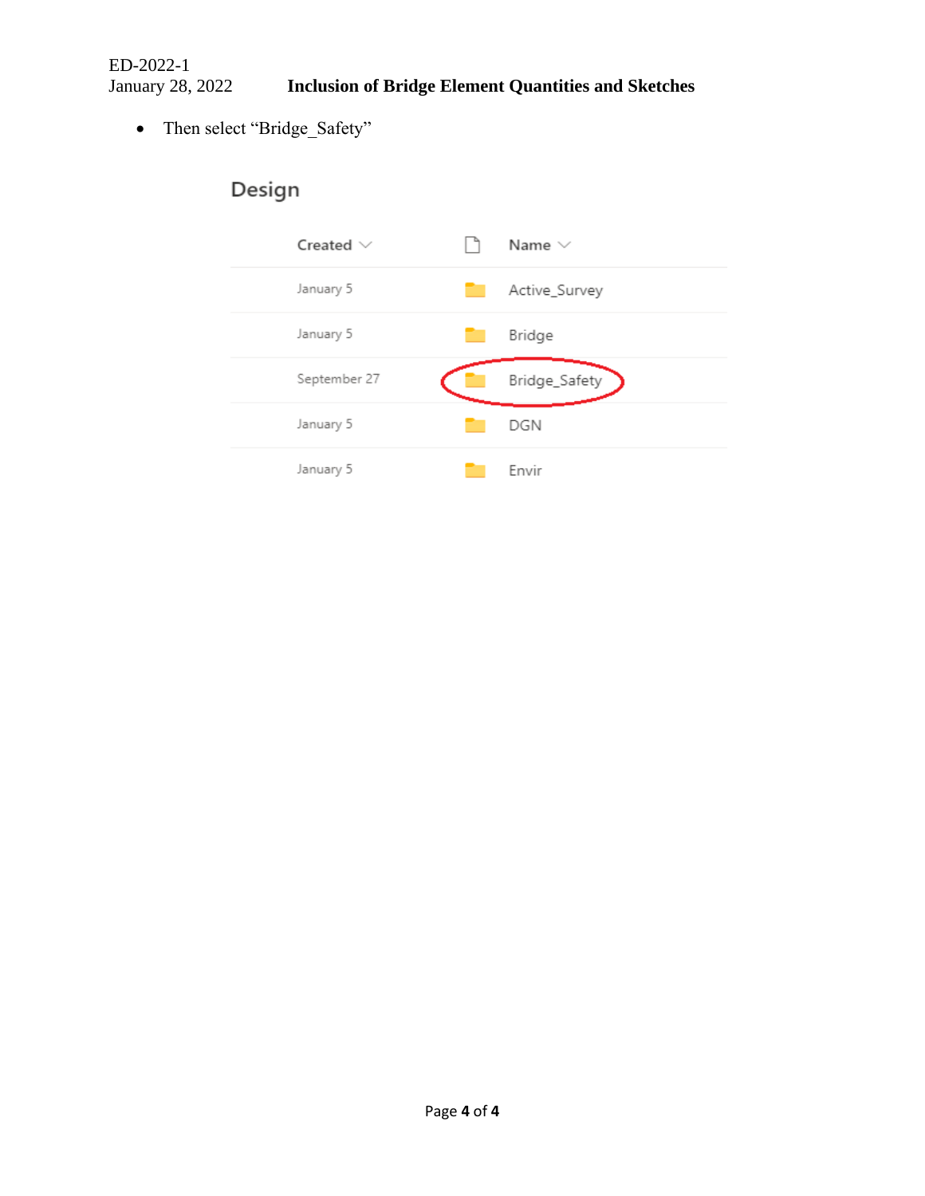- Then select "Bridge_Safety"

## Design

| Created | | Name |
|---|---|---|
| January 5 | | Active_Survey |
| January 5 | | Bridge |
| September 27 | | Bridge_Safety |
| January 5 | | DGN |
| January 5 | | Envir |